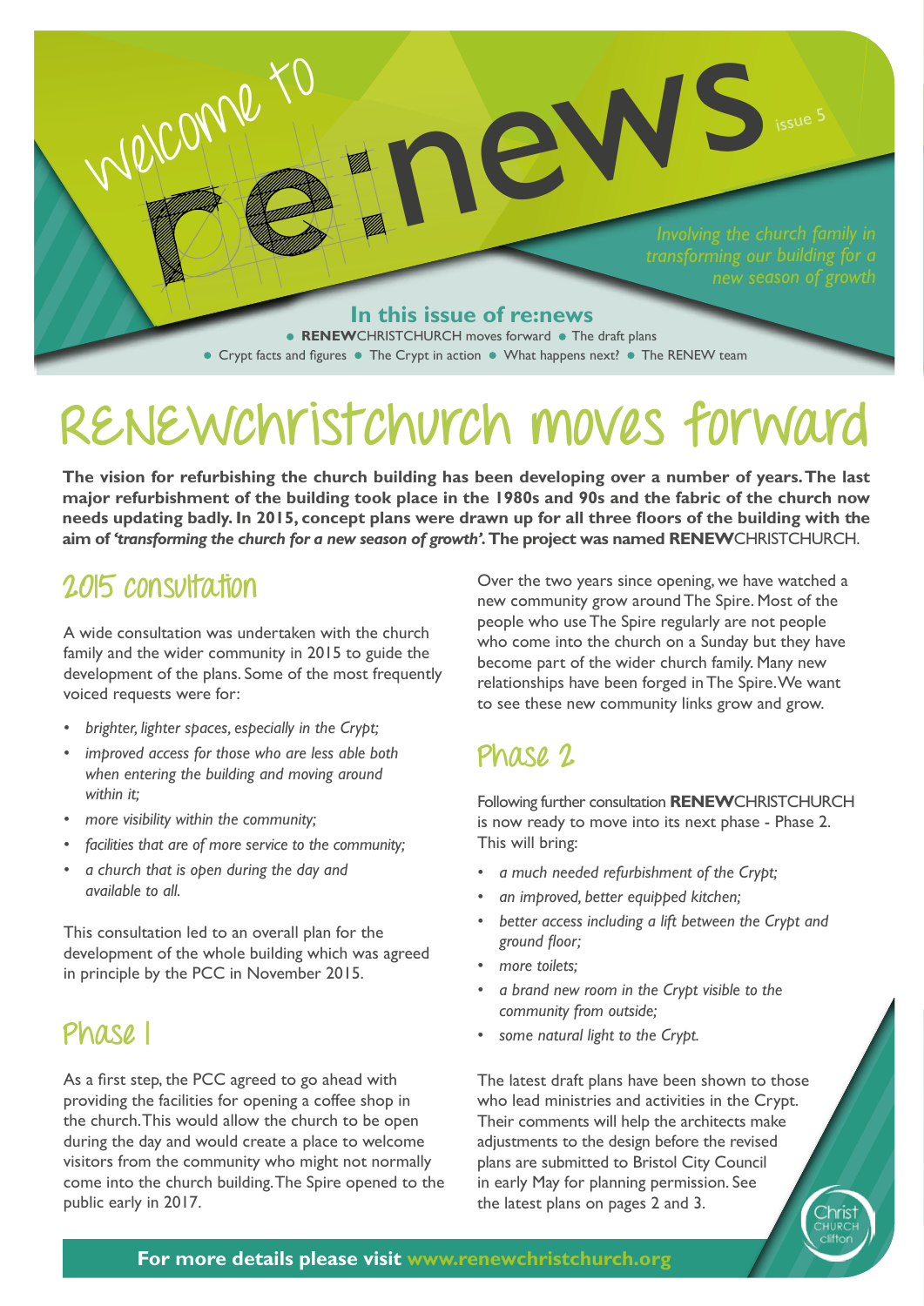# Welcome to re:news

issue 5

*Involving the church family in transforming our building for a new season of growth*

### In this issue of re:news

- **RENEW**CHRISTCHURCH moves forward
- The draft plans
- Crypt facts and figures
- The Crypt in action
- What happens next?
- The RENEW team

# RENEWchristchurch moves forward

**The vision for refurbishing the church building has been developing over a number of years. The last major refurbishment of the building took place in the 1980s and 90s and the fabric of the church now needs updating badly. In 2015, concept plans were drawn up for all three floors of the building with the aim of *'transforming the church for a new season of growth'*. The project was named RENEW**CHRISTCHURCH.

## 2015 consultation

A wide consultation was undertaken with the church family and the wider community in 2015 to guide the development of the plans. Some of the most frequently voiced requests were for:

- *brighter, lighter spaces, especially in the Crypt;*
- *improved access for those who are less able both when entering the building and moving around within it;*
- *more visibility within the community;*
- *facilities that are of more service to the community;*
- *a church that is open during the day and available to all.*

This consultation led to an overall plan for the development of the whole building which was agreed in principle by the PCC in November 2015.

## Phase 1

As a first step, the PCC agreed to go ahead with providing the facilities for opening a coffee shop in the church. This would allow the church to be open during the day and would create a place to welcome visitors from the community who might not normally come into the church building. The Spire opened to the public early in 2017.

Over the two years since opening, we have watched a new community grow around The Spire. Most of the people who use The Spire regularly are not people who come into the church on a Sunday but they have become part of the wider church family. Many new relationships have been forged in The Spire. We want to see these new community links grow and grow.

## Phase 2

Following further consultation **RENEW**CHRISTCHURCH is now ready to move into its next phase - Phase 2. This will bring:

- *a much needed refurbishment of the Crypt;*
- *an improved, better equipped kitchen;*
- *better access including a lift between the Crypt and ground floor;*
- *more toilets;*
- *a brand new room in the Crypt visible to the community from outside;*
- *some natural light to the Crypt.*

The latest draft plans have been shown to those who lead ministries and activities in the Crypt. Their comments will help the architects make adjustments to the design before the revised plans are submitted to Bristol City Council in early May for planning permission. See the latest plans on pages 2 and 3.

**For more details please visit www.renewchristchurch.org**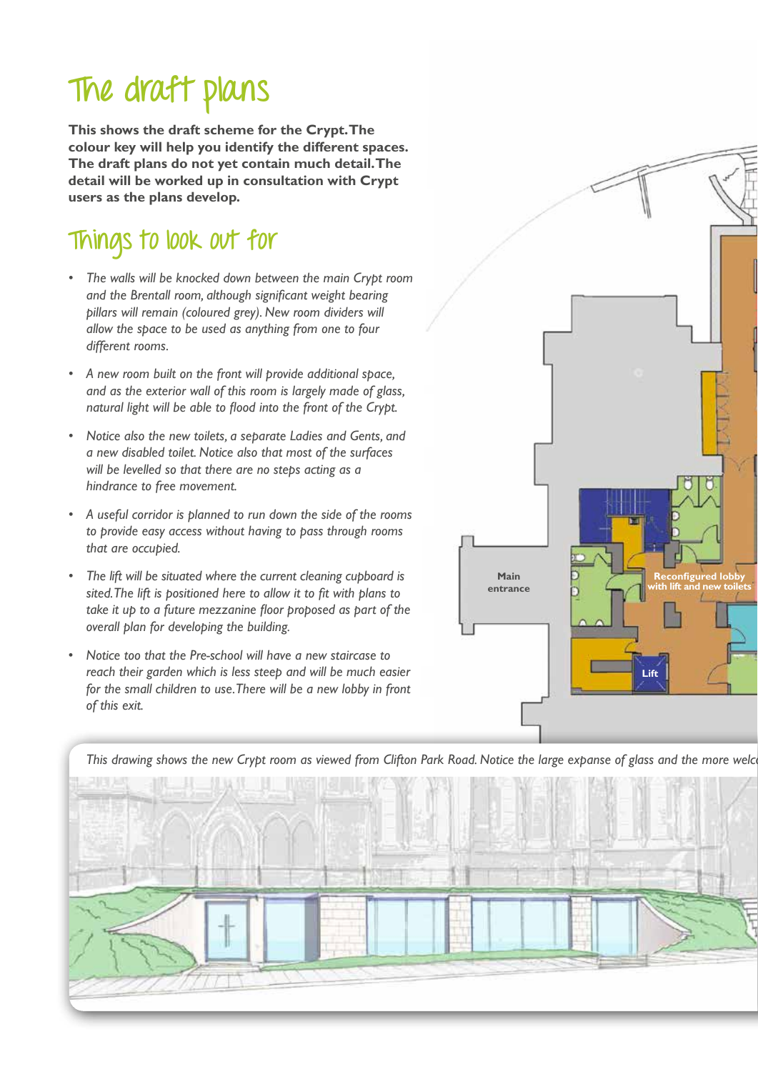# The draft plans

**This shows the draft scheme for the Crypt. The colour key will help you identify the different spaces. The draft plans do not yet contain much detail. The detail will be worked up in consultation with Crypt users as the plans develop.**

## Things to look out for

- *The walls will be knocked down between the main Crypt room and the Brentall room, although significant weight bearing pillars will remain (coloured grey). New room dividers will allow the space to be used as anything from one to four different rooms.*
- *A new room built on the front will provide additional space, and as the exterior wall of this room is largely made of glass, natural light will be able to flood into the front of the Crypt.*
- *Notice also the new toilets, a separate Ladies and Gents, and a new disabled toilet. Notice also that most of the surfaces will be levelled so that there are no steps acting as a hindrance to free movement.*
- *A useful corridor is planned to run down the side of the rooms to provide easy access without having to pass through rooms that are occupied.*
- *The lift will be situated where the current cleaning cupboard is sited. The lift is positioned here to allow it to fit with plans to take it up to a future mezzanine floor proposed as part of the overall plan for developing the building.*
- *Notice too that the Pre-school will have a new staircase to reach their garden which is less steep and will be much easier for the small children to use. There will be a new lobby in front of this exit.*

Main entrance

Reconfigured lobby with lift and new toilets

Lift

*This drawing shows the new Crypt room as viewed from Clifton Park Road. Notice the large expanse of glass and the more welc*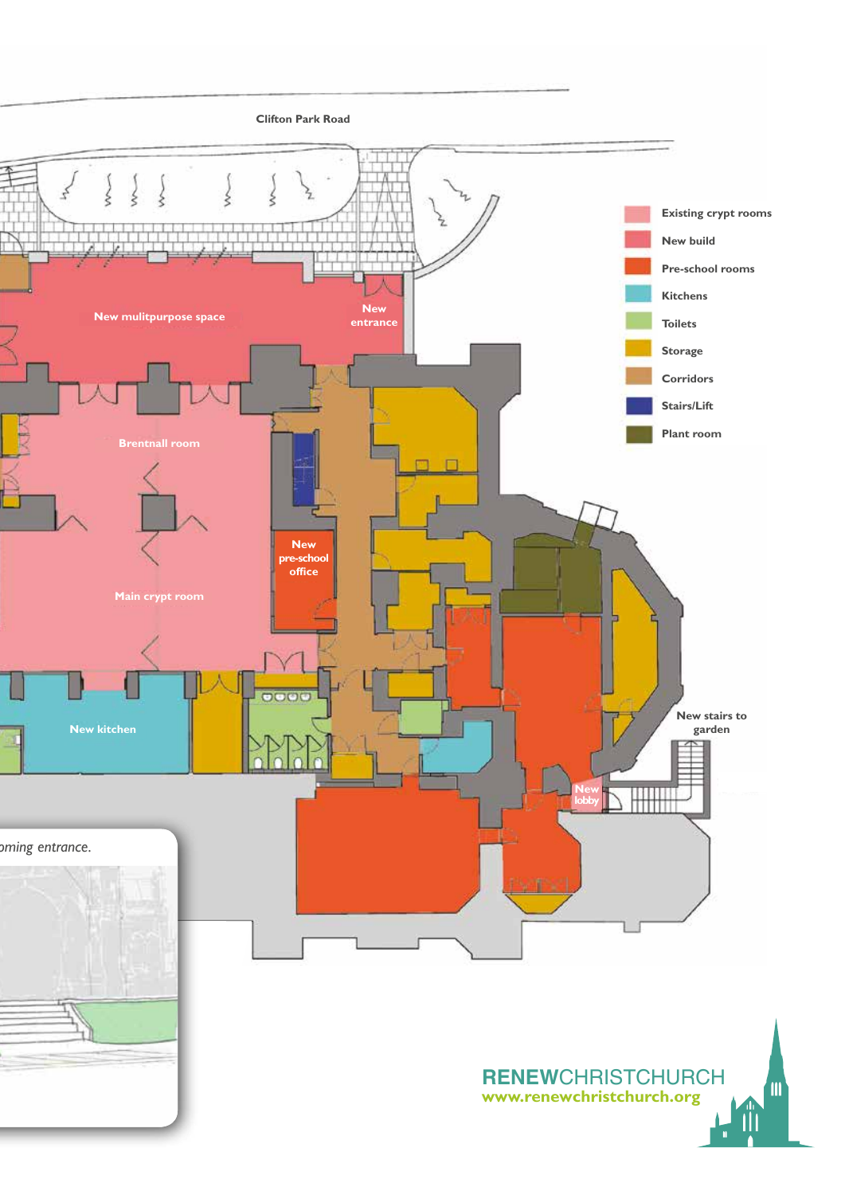Clifton Park Road

New mulitpurpose space

New entrance

Brentnall room

Main crypt room

New pre-school office

New kitchen

New stairs to garden

New lobby

Existing crypt rooms
New build
Pre-school rooms
Kitchens
Toilets
Storage
Corridors
Stairs/Lift
Plant room

*oming entrance.*

**RENEW**CHRISTCHURCH
**www.renewchristchurch.org**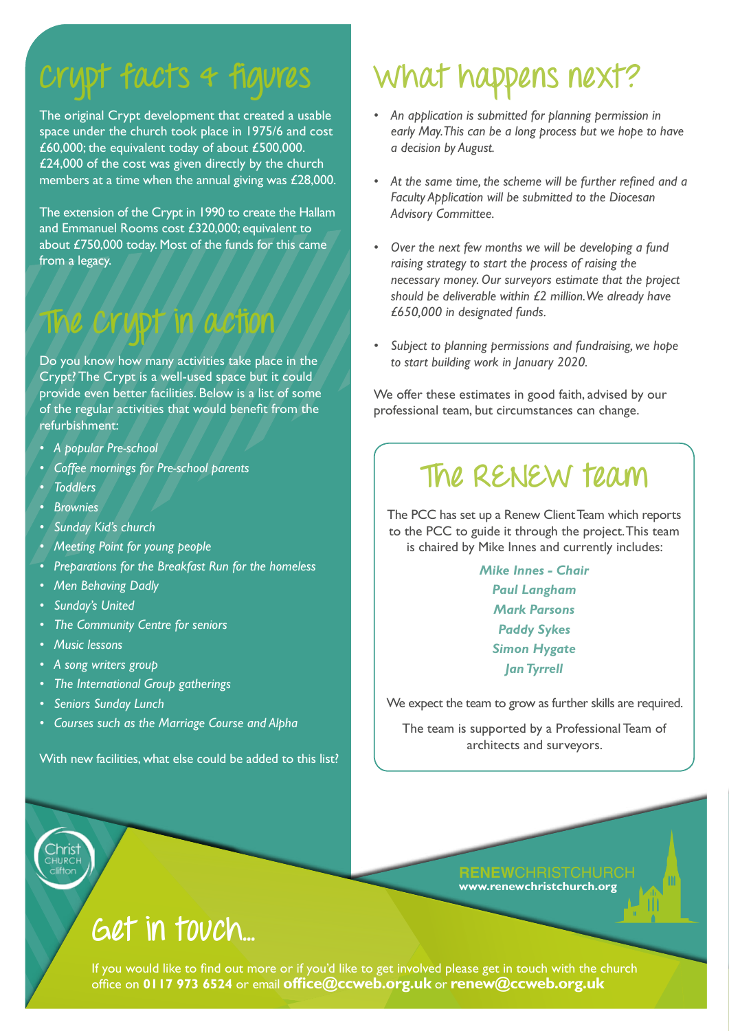## Crypt facts & figures

The original Crypt development that created a usable space under the church took place in 1975/6 and cost £60,000; the equivalent today of about £500,000. £24,000 of the cost was given directly by the church members at a time when the annual giving was £28,000.

The extension of the Crypt in 1990 to create the Hallam and Emmanuel Rooms cost £320,000; equivalent to about £750,000 today. Most of the funds for this came from a legacy.

## The Crypt in action

Do you know how many activities take place in the Crypt? The Crypt is a well-used space but it could provide even better facilities. Below is a list of some of the regular activities that would benefit from the refurbishment:

- *A popular Pre-school*
- *Coffee mornings for Pre-school parents*
- *Toddlers*
- *Brownies*
- *Sunday Kid's church*
- *Meeting Point for young people*
- *Preparations for the Breakfast Run for the homeless*
- *Men Behaving Dadly*
- *Sunday's United*
- *The Community Centre for seniors*
- *Music lessons*
- *A song writers group*
- *The International Group gatherings*
- *Seniors Sunday Lunch*
- *Courses such as the Marriage Course and Alpha*

With new facilities, what else could be added to this list?

## What happens next?

- *An application is submitted for planning permission in early May. This can be a long process but we hope to have a decision by August.*
- *At the same time, the scheme will be further refined and a Faculty Application will be submitted to the Diocesan Advisory Committee.*
- *Over the next few months we will be developing a fund raising strategy to start the process of raising the necessary money. Our surveyors estimate that the project should be deliverable within £2 million. We already have £650,000 in designated funds.*
- *Subject to planning permissions and fundraising, we hope to start building work in January 2020.*

We offer these estimates in good faith, advised by our professional team, but circumstances can change.

## The RENEW team

The PCC has set up a Renew Client Team which reports to the PCC to guide it through the project. This team is chaired by Mike Innes and currently includes:

***Mike Innes - Chair***
***Paul Langham***
***Mark Parsons***
***Paddy Sykes***
***Simon Hygate***
***Jan Tyrrell***

We expect the team to grow as further skills are required.

The team is supported by a Professional Team of architects and surveyors.

Christ Church Clifton

**RENEW**CHRISTCHURCH
**www.renewchristchurch.org**

## Get in touch...

If you would like to find out more or if you'd like to get involved please get in touch with the church office on **0117 973 6524** or email **office@ccweb.org.uk** or **renew@ccweb.org.uk**